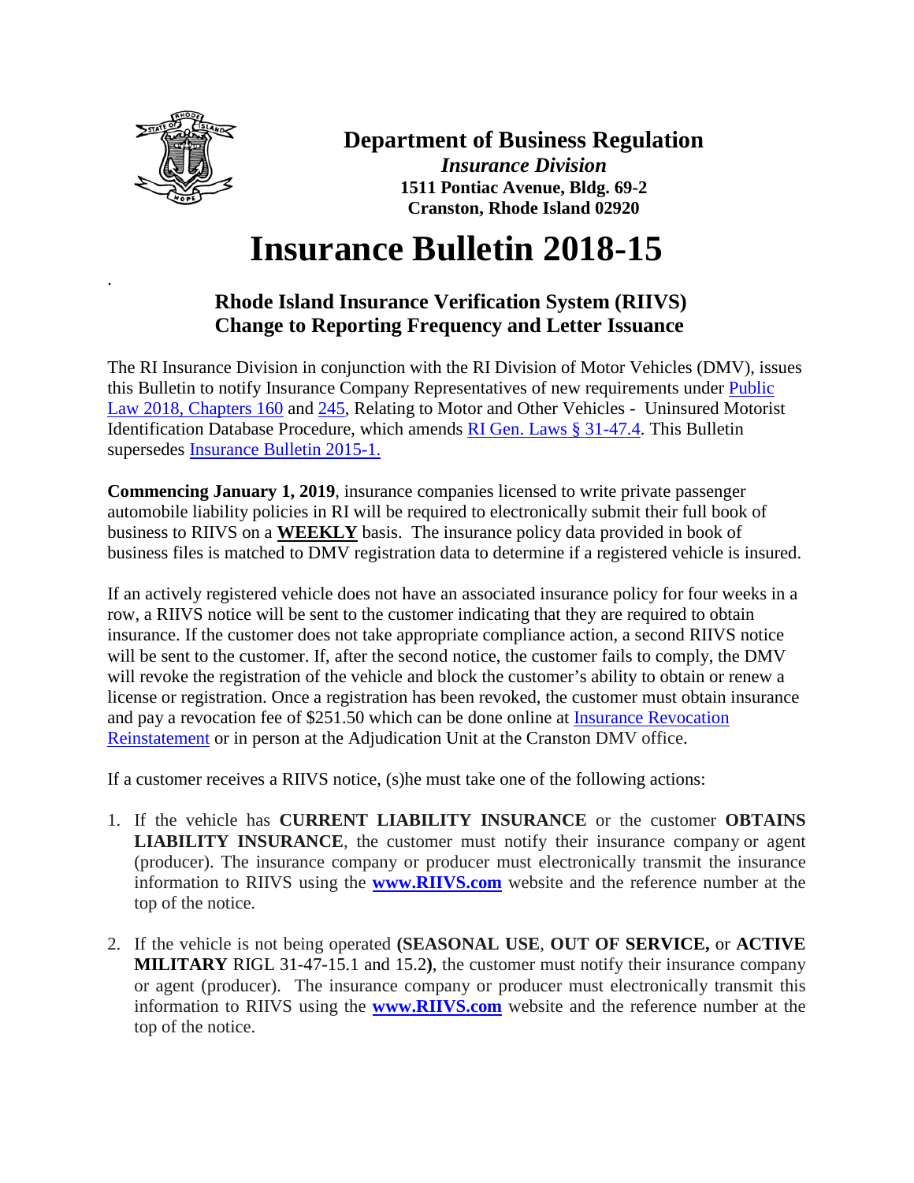**Department of Business Regulation**

***Insurance Division***

**1511 Pontiac Avenue, Bldg. 69-2**

**Cranston, Rhode Island 02920**

# Insurance Bulletin 2018-15

## Rhode Island Insurance Verification System (RIIVS) Change to Reporting Frequency and Letter Issuance

The RI Insurance Division in conjunction with the RI Division of Motor Vehicles (DMV), issues this Bulletin to notify Insurance Company Representatives of new requirements under Public Law 2018, Chapters 160 and 245, Relating to Motor and Other Vehicles - Uninsured Motorist Identification Database Procedure, which amends RI Gen. Laws § 31-47.4. This Bulletin supersedes Insurance Bulletin 2015-1.

**Commencing January 1, 2019**, insurance companies licensed to write private passenger automobile liability policies in RI will be required to electronically submit their full book of business to RIIVS on a **WEEKLY** basis. The insurance policy data provided in book of business files is matched to DMV registration data to determine if a registered vehicle is insured.

If an actively registered vehicle does not have an associated insurance policy for four weeks in a row, a RIIVS notice will be sent to the customer indicating that they are required to obtain insurance. If the customer does not take appropriate compliance action, a second RIIVS notice will be sent to the customer. If, after the second notice, the customer fails to comply, the DMV will revoke the registration of the vehicle and block the customer's ability to obtain or renew a license or registration. Once a registration has been revoked, the customer must obtain insurance and pay a revocation fee of $251.50 which can be done online at Insurance Revocation Reinstatement or in person at the Adjudication Unit at the Cranston DMV office.

If a customer receives a RIIVS notice, (s)he must take one of the following actions:

1. If the vehicle has **CURRENT LIABILITY INSURANCE** or the customer **OBTAINS LIABILITY INSURANCE**, the customer must notify their insurance company or agent (producer). The insurance company or producer must electronically transmit the insurance information to RIIVS using the **www.RIIVS.com** website and the reference number at the top of the notice.

2. If the vehicle is not being operated **(SEASONAL USE**, **OUT OF SERVICE,** or **ACTIVE MILITARY** RIGL 31-47-15.1 and 15.2**)**, the customer must notify their insurance company or agent (producer). The insurance company or producer must electronically transmit this information to RIIVS using the **www.RIIVS.com** website and the reference number at the top of the notice.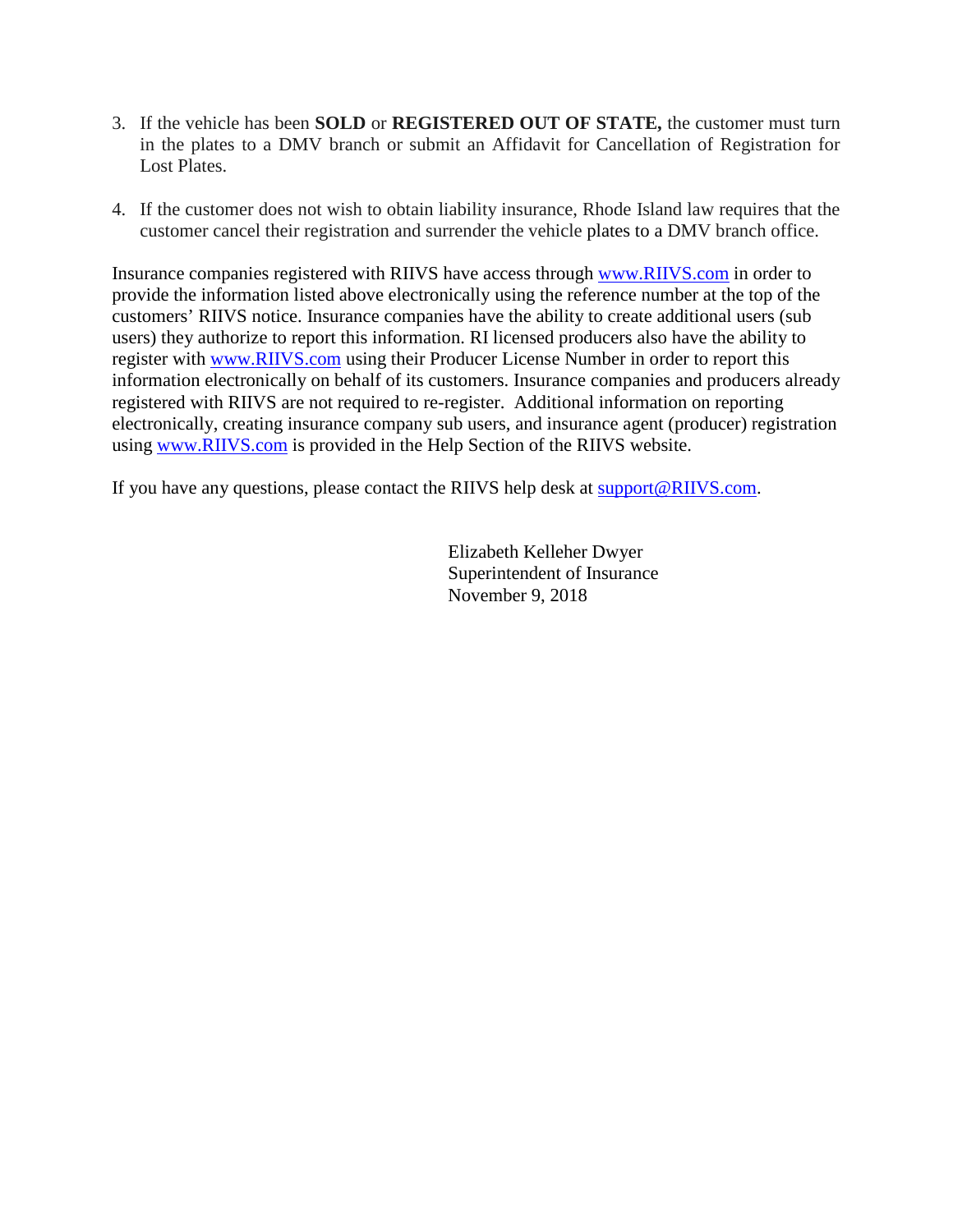3. If the vehicle has been **SOLD** or **REGISTERED OUT OF STATE,** the customer must turn in the plates to a DMV branch or submit an Affidavit for Cancellation of Registration for Lost Plates.

4. If the customer does not wish to obtain liability insurance, Rhode Island law requires that the customer cancel their registration and surrender the vehicle plates to a DMV branch office.

Insurance companies registered with RIIVS have access through www.RIIVS.com in order to provide the information listed above electronically using the reference number at the top of the customers' RIIVS notice. Insurance companies have the ability to create additional users (sub users) they authorize to report this information. RI licensed producers also have the ability to register with www.RIIVS.com using their Producer License Number in order to report this information electronically on behalf of its customers. Insurance companies and producers already registered with RIIVS are not required to re-register. Additional information on reporting electronically, creating insurance company sub users, and insurance agent (producer) registration using www.RIIVS.com is provided in the Help Section of the RIIVS website.

If you have any questions, please contact the RIIVS help desk at support@RIIVS.com.

Elizabeth Kelleher Dwyer
Superintendent of Insurance
November 9, 2018